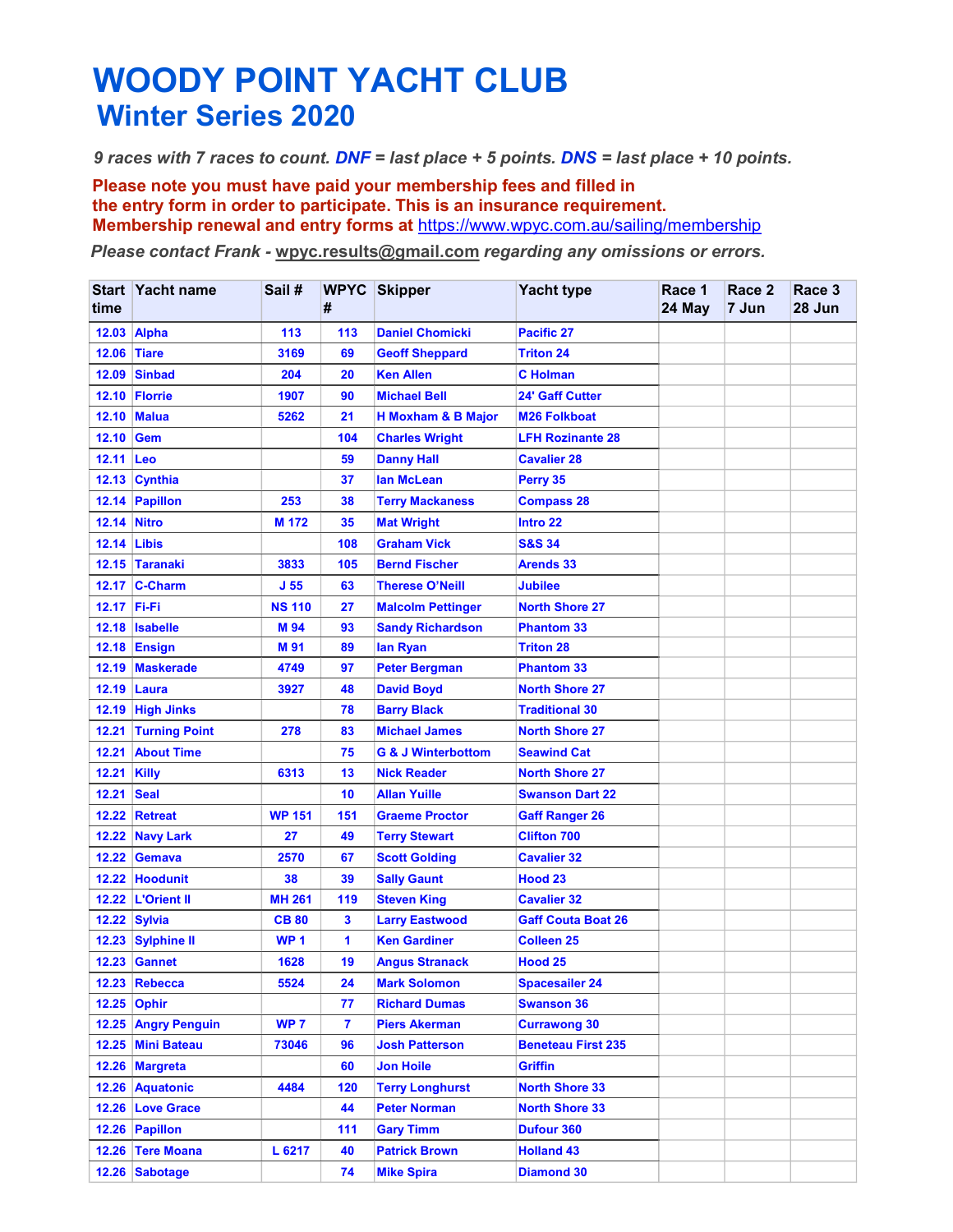# WOODY POINT YACHT CLUB

## Winter Series 2020

***9 races with 7 races to count. DNF = last place + 5 points. DNS = last place + 10 points.***

**Please note you must have paid your membership fees and filled in the entry form in order to participate. This is an insurance requirement. Membership renewal and entry forms at https://www.wpyc.com.au/sailing/membership**

***Please contact Frank - wpyc.results@gmail.com regarding any omissions or errors.***

| Start time | Yacht name | Sail # | WPYC # | Skipper | Yacht type | Race 1 24 May | Race 2 7 Jun | Race 3 28 Jun |
|---|---|---|---|---|---|---|---|---|
| 12.03 | Alpha | 113 | 113 | Daniel Chomicki | Pacific 27 | | | |
| 12.06 | Tiare | 3169 | 69 | Geoff Sheppard | Triton 24 | | | |
| 12.09 | Sinbad | 204 | 20 | Ken Allen | C Holman | | | |
| 12.10 | Florrie | 1907 | 90 | Michael Bell | 24' Gaff Cutter | | | |
| 12.10 | Malua | 5262 | 21 | H Moxham & B Major | M26 Folkboat | | | |
| 12.10 | Gem | | 104 | Charles Wright | LFH Rozinante 28 | | | |
| 12.11 | Leo | | 59 | Danny Hall | Cavalier 28 | | | |
| 12.13 | Cynthia | | 37 | Ian McLean | Perry 35 | | | |
| 12.14 | Papillon | 253 | 38 | Terry Mackaness | Compass 28 | | | |
| 12.14 | Nitro | M 172 | 35 | Mat Wright | Intro 22 | | | |
| 12.14 | Libis | | 108 | Graham Vick | S&S 34 | | | |
| 12.15 | Taranaki | 3833 | 105 | Bernd Fischer | Arends 33 | | | |
| 12.17 | C-Charm | J 55 | 63 | Therese O'Neill | Jubilee | | | |
| 12.17 | Fi-Fi | NS 110 | 27 | Malcolm Pettinger | North Shore 27 | | | |
| 12.18 | Isabelle | M 94 | 93 | Sandy Richardson | Phantom 33 | | | |
| 12.18 | Ensign | M 91 | 89 | Ian Ryan | Triton 28 | | | |
| 12.19 | Maskerade | 4749 | 97 | Peter Bergman | Phantom 33 | | | |
| 12.19 | Laura | 3927 | 48 | David Boyd | North Shore 27 | | | |
| 12.19 | High Jinks | | 78 | Barry Black | Traditional 30 | | | |
| 12.21 | Turning Point | 278 | 83 | Michael James | North Shore 27 | | | |
| 12.21 | About Time | | 75 | G & J Winterbottom | Seawind Cat | | | |
| 12.21 | Killy | 6313 | 13 | Nick Reader | North Shore 27 | | | |
| 12.21 | Seal | | 10 | Allan Yuille | Swanson Dart 22 | | | |
| 12.22 | Retreat | WP 151 | 151 | Graeme Proctor | Gaff Ranger 26 | | | |
| 12.22 | Navy Lark | 27 | 49 | Terry Stewart | Clifton 700 | | | |
| 12.22 | Gemava | 2570 | 67 | Scott Golding | Cavalier 32 | | | |
| 12.22 | Hoodunit | 38 | 39 | Sally Gaunt | Hood 23 | | | |
| 12.22 | L'Orient II | MH 261 | 119 | Steven King | Cavalier 32 | | | |
| 12.22 | Sylvia | CB 80 | 3 | Larry Eastwood | Gaff Couta Boat 26 | | | |
| 12.23 | Sylphine II | WP 1 | 1 | Ken Gardiner | Colleen 25 | | | |
| 12.23 | Gannet | 1628 | 19 | Angus Stranack | Hood 25 | | | |
| 12.23 | Rebecca | 5524 | 24 | Mark Solomon | Spacesailer 24 | | | |
| 12.25 | Ophir | | 77 | Richard Dumas | Swanson 36 | | | |
| 12.25 | Angry Penguin | WP 7 | 7 | Piers Akerman | Currawong 30 | | | |
| 12.25 | Mini Bateau | 73046 | 96 | Josh Patterson | Beneteau First 235 | | | |
| 12.26 | Margreta | | 60 | Jon Hoile | Griffin | | | |
| 12.26 | Aquatonic | 4484 | 120 | Terry Longhurst | North Shore 33 | | | |
| 12.26 | Love Grace | | 44 | Peter Norman | North Shore 33 | | | |
| 12.26 | Papillon | | 111 | Gary Timm | Dufour 360 | | | |
| 12.26 | Tere Moana | L 6217 | 40 | Patrick Brown | Holland 43 | | | |
| 12.26 | Sabotage | | 74 | Mike Spira | Diamond 30 | | | |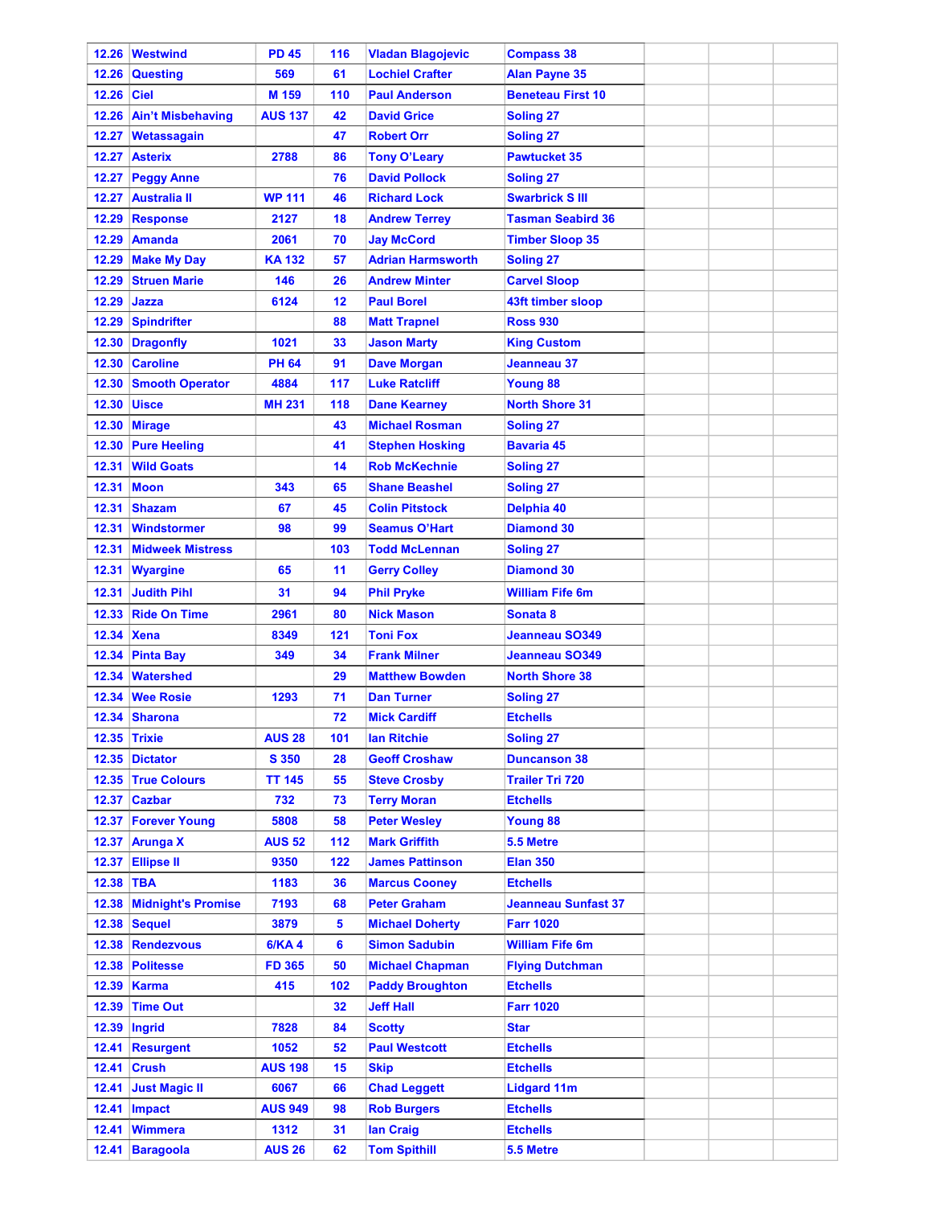| | | | | | | | | |
|---|---|---|---|---|---|---|---|---|
| 12.26 | Westwind | PD 45 | 116 | Vladan Blagojevic | Compass 38 | | | |
| 12.26 | Questing | 569 | 61 | Lochiel Crafter | Alan Payne 35 | | | |
| 12.26 | Ciel | M 159 | 110 | Paul Anderson | Beneteau First 10 | | | |
| 12.26 | Ain't Misbehaving | AUS 137 | 42 | David Grice | Soling 27 | | | |
| 12.27 | Wetassagain | | 47 | Robert Orr | Soling 27 | | | |
| 12.27 | Asterix | 2788 | 86 | Tony O'Leary | Pawtucket 35 | | | |
| 12.27 | Peggy Anne | | 76 | David Pollock | Soling 27 | | | |
| 12.27 | Australia II | WP 111 | 46 | Richard Lock | Swarbrick S III | | | |
| 12.29 | Response | 2127 | 18 | Andrew Terrey | Tasman Seabird 36 | | | |
| 12.29 | Amanda | 2061 | 70 | Jay McCord | Timber Sloop 35 | | | |
| 12.29 | Make My Day | KA 132 | 57 | Adrian Harmsworth | Soling 27 | | | |
| 12.29 | Struen Marie | 146 | 26 | Andrew Minter | Carvel Sloop | | | |
| 12.29 | Jazza | 6124 | 12 | Paul Borel | 43ft timber sloop | | | |
| 12.29 | Spindrifter | | 88 | Matt Trapnel | Ross 930 | | | |
| 12.30 | Dragonfly | 1021 | 33 | Jason Marty | King Custom | | | |
| 12.30 | Caroline | PH 64 | 91 | Dave Morgan | Jeanneau 37 | | | |
| 12.30 | Smooth Operator | 4884 | 117 | Luke Ratcliff | Young 88 | | | |
| 12.30 | Uisce | MH 231 | 118 | Dane Kearney | North Shore 31 | | | |
| 12.30 | Mirage | | 43 | Michael Rosman | Soling 27 | | | |
| 12.30 | Pure Heeling | | 41 | Stephen Hosking | Bavaria 45 | | | |
| 12.31 | Wild Goats | | 14 | Rob McKechnie | Soling 27 | | | |
| 12.31 | Moon | 343 | 65 | Shane Beashel | Soling 27 | | | |
| 12.31 | Shazam | 67 | 45 | Colin Pitstock | Delphia 40 | | | |
| 12.31 | Windstormer | 98 | 99 | Seamus O'Hart | Diamond 30 | | | |
| 12.31 | Midweek Mistress | | 103 | Todd McLennan | Soling 27 | | | |
| 12.31 | Wyargine | 65 | 11 | Gerry Colley | Diamond 30 | | | |
| 12.31 | Judith Pihl | 31 | 94 | Phil Pryke | William Fife 6m | | | |
| 12.33 | Ride On Time | 2961 | 80 | Nick Mason | Sonata 8 | | | |
| 12.34 | Xena | 8349 | 121 | Toni Fox | Jeanneau SO349 | | | |
| 12.34 | Pinta Bay | 349 | 34 | Frank Milner | Jeanneau SO349 | | | |
| 12.34 | Watershed | | 29 | Matthew Bowden | North Shore 38 | | | |
| 12.34 | Wee Rosie | 1293 | 71 | Dan Turner | Soling 27 | | | |
| 12.34 | Sharona | | 72 | Mick Cardiff | Etchells | | | |
| 12.35 | Trixie | AUS 28 | 101 | Ian Ritchie | Soling 27 | | | |
| 12.35 | Dictator | S 350 | 28 | Geoff Croshaw | Duncanson 38 | | | |
| 12.35 | True Colours | TT 145 | 55 | Steve Crosby | Trailer Tri 720 | | | |
| 12.37 | Cazbar | 732 | 73 | Terry Moran | Etchells | | | |
| 12.37 | Forever Young | 5808 | 58 | Peter Wesley | Young 88 | | | |
| 12.37 | Arunga X | AUS 52 | 112 | Mark Griffith | 5.5 Metre | | | |
| 12.37 | Ellipse II | 9350 | 122 | James Pattinson | Elan 350 | | | |
| 12.38 | TBA | 1183 | 36 | Marcus Cooney | Etchells | | | |
| 12.38 | Midnight's Promise | 7193 | 68 | Peter Graham | Jeanneau Sunfast 37 | | | |
| 12.38 | Sequel | 3879 | 5 | Michael Doherty | Farr 1020 | | | |
| 12.38 | Rendezvous | 6/KA 4 | 6 | Simon Sadubin | William Fife 6m | | | |
| 12.38 | Politesse | FD 365 | 50 | Michael Chapman | Flying Dutchman | | | |
| 12.39 | Karma | 415 | 102 | Paddy Broughton | Etchells | | | |
| 12.39 | Time Out | | 32 | Jeff Hall | Farr 1020 | | | |
| 12.39 | Ingrid | 7828 | 84 | Scotty | Star | | | |
| 12.41 | Resurgent | 1052 | 52 | Paul Westcott | Etchells | | | |
| 12.41 | Crush | AUS 198 | 15 | Skip | Etchells | | | |
| 12.41 | Just Magic II | 6067 | 66 | Chad Leggett | Lidgard 11m | | | |
| 12.41 | Impact | AUS 949 | 98 | Rob Burgers | Etchells | | | |
| 12.41 | Wimmera | 1312 | 31 | Ian Craig | Etchells | | | |
| 12.41 | Baragoola | AUS 26 | 62 | Tom Spithill | 5.5 Metre | | | |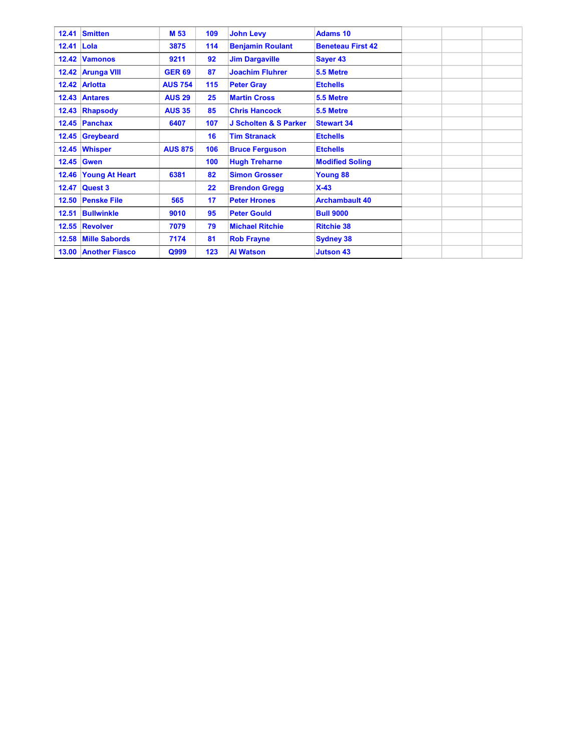| | | | | | | | | |
|---|---|---|---|---|---|---|---|---|
| 12.41 | Smitten | M 53 | 109 | John Levy | Adams 10 | | | |
| 12.41 | Lola | 3875 | 114 | Benjamin Roulant | Beneteau First 42 | | | |
| 12.42 | Vamonos | 9211 | 92 | Jim Dargaville | Sayer 43 | | | |
| 12.42 | Arunga VIII | GER 69 | 87 | Joachim Fluhrer | 5.5 Metre | | | |
| 12.42 | Arlotta | AUS 754 | 115 | Peter Gray | Etchells | | | |
| 12.43 | Antares | AUS 29 | 25 | Martin Cross | 5.5 Metre | | | |
| 12.43 | Rhapsody | AUS 35 | 85 | Chris Hancock | 5.5 Metre | | | |
| 12.45 | Panchax | 6407 | 107 | J Scholten & S Parker | Stewart 34 | | | |
| 12.45 | Greybeard | | 16 | Tim Stranack | Etchells | | | |
| 12.45 | Whisper | AUS 875 | 106 | Bruce Ferguson | Etchells | | | |
| 12.45 | Gwen | | 100 | Hugh Treharne | Modified Soling | | | |
| 12.46 | Young At Heart | 6381 | 82 | Simon Grosser | Young 88 | | | |
| 12.47 | Quest 3 | | 22 | Brendon Gregg | X-43 | | | |
| 12.50 | Penske File | 565 | 17 | Peter Hrones | Archambault 40 | | | |
| 12.51 | Bullwinkle | 9010 | 95 | Peter Gould | Bull 9000 | | | |
| 12.55 | Revolver | 7079 | 79 | Michael Ritchie | Ritchie 38 | | | |
| 12.58 | Mille Sabords | 7174 | 81 | Rob Frayne | Sydney 38 | | | |
| 13.00 | Another Fiasco | Q999 | 123 | Al Watson | Jutson 43 | | | |